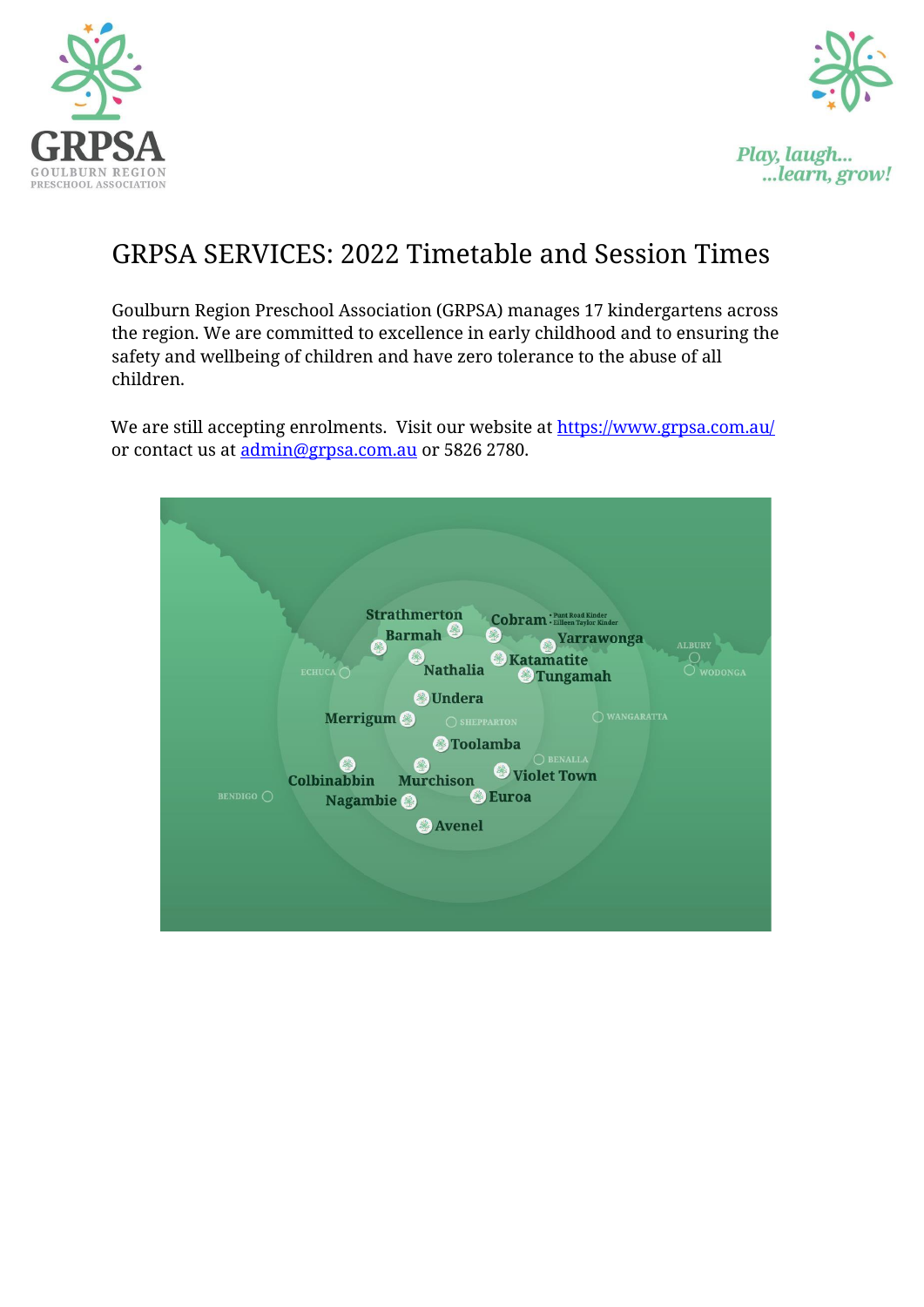# GRPSA SERVICES: 2022 Timetable and Session Times

Goulburn Region Preschool Association (GRPSA) manages 17 kindergartens across the region. We are committed to excellence in early childhood and to ensuring the safety and wellbeing of children and have zero tolerance to the abuse of all children.

We are still accepting enrolments. Visit our website at [https://www.grpsa.com.au/](https://www.grpsa.com.au/) or contact us at [admin@grpsa.com.au](mailto:admin@grpsa.com.au) or 5826 2780.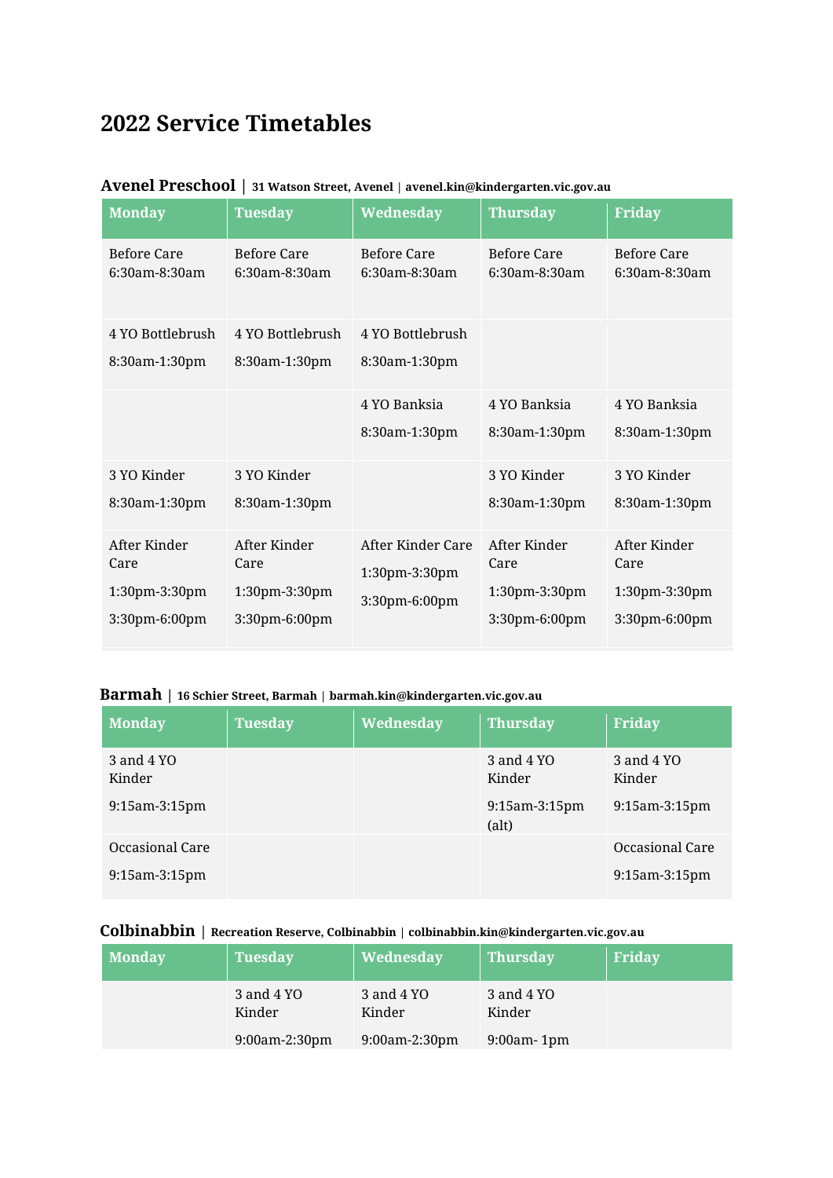# 2022 Service Timetables

**Avenel Preschool** | **31 Watson Street, Avenel** | **avenel.kin@kindergarten.vic.gov.au**

| Monday | Tuesday | Wednesday | Thursday | Friday |
|---|---|---|---|---|
| Before Care 6:30am-8:30am | Before Care 6:30am-8:30am | Before Care 6:30am-8:30am | Before Care 6:30am-8:30am | Before Care 6:30am-8:30am |
| 4 YO Bottlebrush 8:30am-1:30pm | 4 YO Bottlebrush 8:30am-1:30pm | 4 YO Bottlebrush 8:30am-1:30pm | | |
| | | 4 YO Banksia 8:30am-1:30pm | 4 YO Banksia 8:30am-1:30pm | 4 YO Banksia 8:30am-1:30pm |
| 3 YO Kinder 8:30am-1:30pm | 3 YO Kinder 8:30am-1:30pm | | 3 YO Kinder 8:30am-1:30pm | 3 YO Kinder 8:30am-1:30pm |
| After Kinder Care 1:30pm-3:30pm 3:30pm-6:00pm | After Kinder Care 1:30pm-3:30pm 3:30pm-6:00pm | After Kinder Care 1:30pm-3:30pm 3:30pm-6:00pm | After Kinder Care 1:30pm-3:30pm 3:30pm-6:00pm | After Kinder Care 1:30pm-3:30pm 3:30pm-6:00pm |

**Barmah** | **16 Schier Street, Barmah** | **barmah.kin@kindergarten.vic.gov.au**

| Monday | Tuesday | Wednesday | Thursday | Friday |
|---|---|---|---|---|
| 3 and 4 YO Kinder 9:15am-3:15pm | | | 3 and 4 YO Kinder 9:15am-3:15pm (alt) | 3 and 4 YO Kinder 9:15am-3:15pm |
| Occasional Care 9:15am-3:15pm | | | | Occasional Care 9:15am-3:15pm |

**Colbinabbin** | **Recreation Reserve, Colbinabbin** | **colbinabbin.kin@kindergarten.vic.gov.au**

| Monday | Tuesday | Wednesday | Thursday | Friday |
|---|---|---|---|---|
| | 3 and 4 YO Kinder 9:00am-2:30pm | 3 and 4 YO Kinder 9:00am-2:30pm | 3 and 4 YO Kinder 9:00am- 1pm | |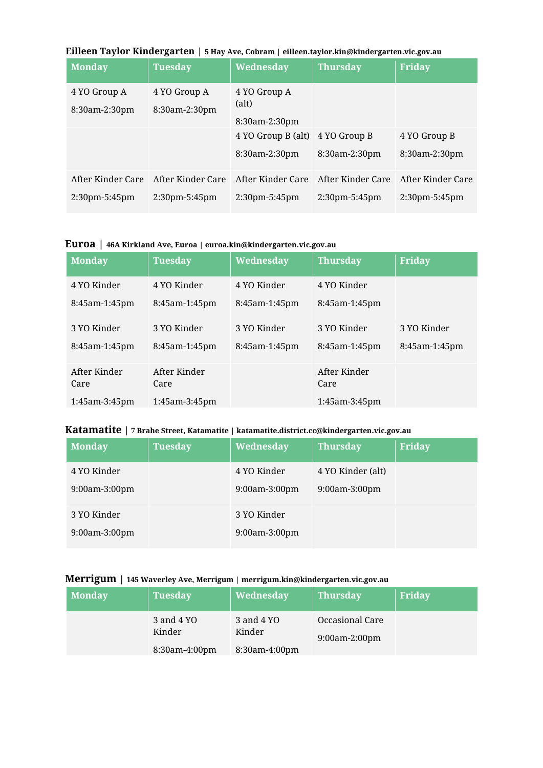**Eilleen Taylor Kindergarten** | **5 Hay Ave, Cobram** | **eilleen.taylor.kin@kindergarten.vic.gov.au**

| Monday | Tuesday | Wednesday | Thursday | Friday |
|---|---|---|---|---|
| 4 YO Group A<br>8:30am-2:30pm | 4 YO Group A<br>8:30am-2:30pm | 4 YO Group A (alt)<br>8:30am-2:30pm | | |
| | | 4 YO Group B (alt)<br>8:30am-2:30pm | 4 YO Group B<br>8:30am-2:30pm | 4 YO Group B<br>8:30am-2:30pm |
| After Kinder Care<br>2:30pm-5:45pm | After Kinder Care<br>2:30pm-5:45pm | After Kinder Care<br>2:30pm-5:45pm | After Kinder Care<br>2:30pm-5:45pm | After Kinder Care<br>2:30pm-5:45pm |

**Euroa** | **46A Kirkland Ave, Euroa** | **euroa.kin@kindergarten.vic.gov.au**

| Monday | Tuesday | Wednesday | Thursday | Friday |
|---|---|---|---|---|
| 4 YO Kinder<br>8:45am-1:45pm | 4 YO Kinder<br>8:45am-1:45pm | 4 YO Kinder<br>8:45am-1:45pm | 4 YO Kinder<br>8:45am-1:45pm | |
| 3 YO Kinder<br>8:45am-1:45pm | 3 YO Kinder<br>8:45am-1:45pm | 3 YO Kinder<br>8:45am-1:45pm | 3 YO Kinder<br>8:45am-1:45pm | 3 YO Kinder<br>8:45am-1:45pm |
| After Kinder Care<br>1:45am-3:45pm | After Kinder Care<br>1:45am-3:45pm | | After Kinder Care<br>1:45am-3:45pm | |

**Katamatite** | **7 Brahe Street, Katamatite** | **katamatite.district.cc@kindergarten.vic.gov.au**

| Monday | Tuesday | Wednesday | Thursday | Friday |
|---|---|---|---|---|
| 4 YO Kinder<br>9:00am-3:00pm | | 4 YO Kinder<br>9:00am-3:00pm | 4 YO Kinder (alt)<br>9:00am-3:00pm | |
| 3 YO Kinder<br>9:00am-3:00pm | | 3 YO Kinder<br>9:00am-3:00pm | | |

**Merrigum** | **145 Waverley Ave, Merrigum** | **merrigum.kin@kindergarten.vic.gov.au**

| Monday | Tuesday | Wednesday | Thursday | Friday |
|---|---|---|---|---|
| | 3 and 4 YO Kinder<br>8:30am-4:00pm | 3 and 4 YO Kinder<br>8:30am-4:00pm | Occasional Care<br>9:00am-2:00pm | |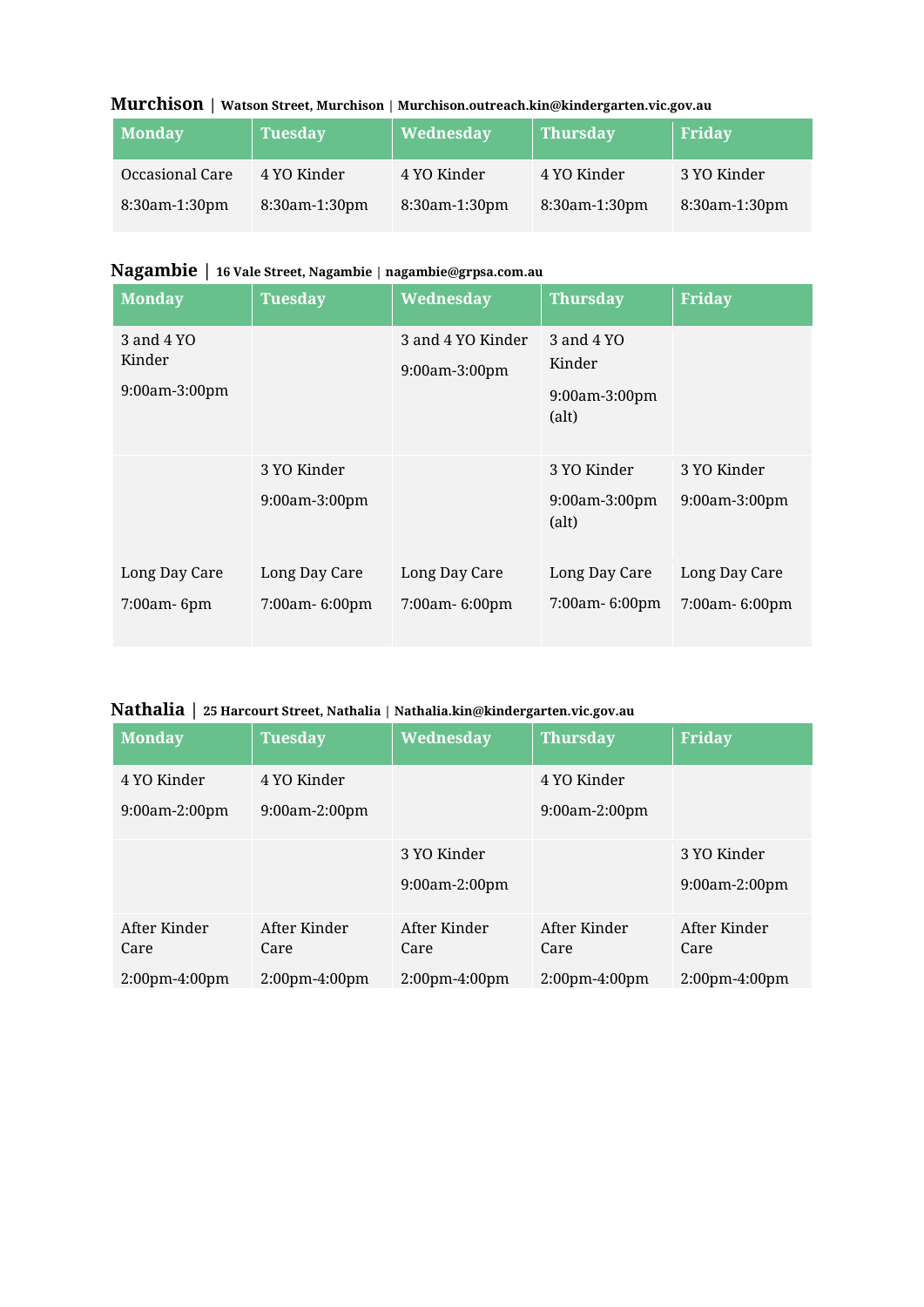**Murchison** | **Watson Street, Murchison** | **Murchison.outreach.kin@kindergarten.vic.gov.au**

| Monday | Tuesday | Wednesday | Thursday | Friday |
|---|---|---|---|---|
| Occasional Care<br>8:30am-1:30pm | 4 YO Kinder<br>8:30am-1:30pm | 4 YO Kinder<br>8:30am-1:30pm | 4 YO Kinder<br>8:30am-1:30pm | 3 YO Kinder<br>8:30am-1:30pm |

**Nagambie** | **16 Vale Street, Nagambie** | **nagambie@grpsa.com.au**

| Monday | Tuesday | Wednesday | Thursday | Friday |
|---|---|---|---|---|
| 3 and 4 YO Kinder<br>9:00am-3:00pm | | 3 and 4 YO Kinder<br>9:00am-3:00pm | 3 and 4 YO Kinder<br>9:00am-3:00pm (alt) | |
| | 3 YO Kinder<br>9:00am-3:00pm | | 3 YO Kinder<br>9:00am-3:00pm (alt) | 3 YO Kinder<br>9:00am-3:00pm |
| Long Day Care<br>7:00am- 6pm | Long Day Care<br>7:00am- 6:00pm | Long Day Care<br>7:00am- 6:00pm | Long Day Care<br>7:00am- 6:00pm | Long Day Care<br>7:00am- 6:00pm |

**Nathalia** | **25 Harcourt Street, Nathalia** | **Nathalia.kin@kindergarten.vic.gov.au**

| Monday | Tuesday | Wednesday | Thursday | Friday |
|---|---|---|---|---|
| 4 YO Kinder<br>9:00am-2:00pm | 4 YO Kinder<br>9:00am-2:00pm | | 4 YO Kinder<br>9:00am-2:00pm | |
| | | 3 YO Kinder<br>9:00am-2:00pm | | 3 YO Kinder<br>9:00am-2:00pm |
| After Kinder Care<br>2:00pm-4:00pm | After Kinder Care<br>2:00pm-4:00pm | After Kinder Care<br>2:00pm-4:00pm | After Kinder Care<br>2:00pm-4:00pm | After Kinder Care<br>2:00pm-4:00pm |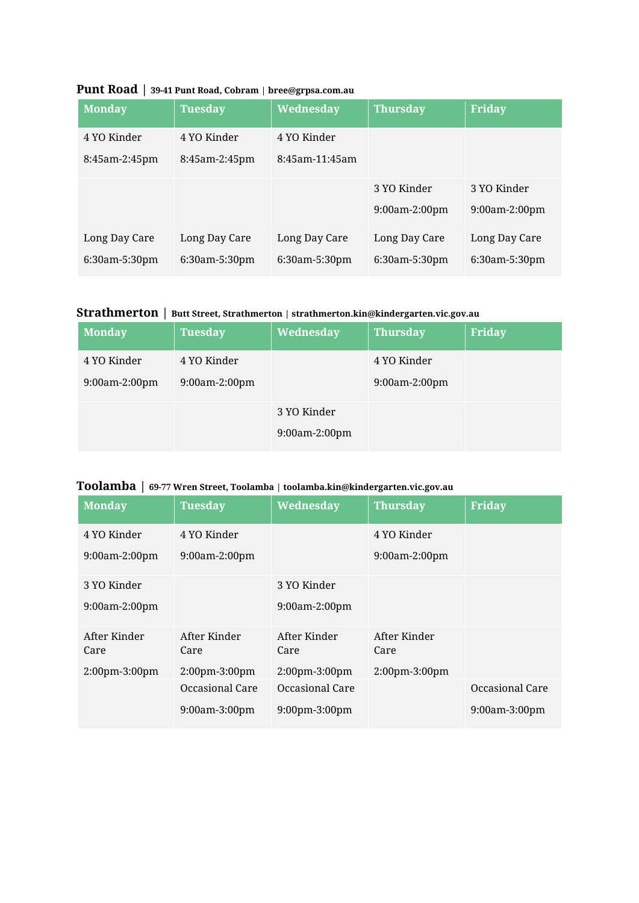**Punt Road** | **39-41 Punt Road, Cobram** | **bree@grpsa.com.au**

| Monday | Tuesday | Wednesday | Thursday | Friday |
|---|---|---|---|---|
| 4 YO Kinder<br>8:45am-2:45pm | 4 YO Kinder<br>8:45am-2:45pm | 4 YO Kinder<br>8:45am-11:45am | | |
| | | | 3 YO Kinder<br>9:00am-2:00pm | 3 YO Kinder<br>9:00am-2:00pm |
| Long Day Care<br>6:30am-5:30pm | Long Day Care<br>6:30am-5:30pm | Long Day Care<br>6:30am-5:30pm | Long Day Care<br>6:30am-5:30pm | Long Day Care<br>6:30am-5:30pm |

**Strathmerton** | **Butt Street, Strathmerton** | **strathmerton.kin@kindergarten.vic.gov.au**

| Monday | Tuesday | Wednesday | Thursday | Friday |
|---|---|---|---|---|
| 4 YO Kinder<br>9:00am-2:00pm | 4 YO Kinder<br>9:00am-2:00pm | | 4 YO Kinder<br>9:00am-2:00pm | |
| | | 3 YO Kinder<br>9:00am-2:00pm | | |

**Toolamba** | **69-77 Wren Street, Toolamba** | **toolamba.kin@kindergarten.vic.gov.au**

| Monday | Tuesday | Wednesday | Thursday | Friday |
|---|---|---|---|---|
| 4 YO Kinder<br>9:00am-2:00pm | 4 YO Kinder<br>9:00am-2:00pm | | 4 YO Kinder<br>9:00am-2:00pm | |
| 3 YO Kinder<br>9:00am-2:00pm | | 3 YO Kinder<br>9:00am-2:00pm | | |
| After Kinder Care<br>2:00pm-3:00pm | After Kinder Care<br>2:00pm-3:00pm | After Kinder Care<br>2:00pm-3:00pm | After Kinder Care<br>2:00pm-3:00pm | |
| | Occasional Care<br>9:00am-3:00pm | Occasional Care<br>9:00pm-3:00pm | | Occasional Care<br>9:00am-3:00pm |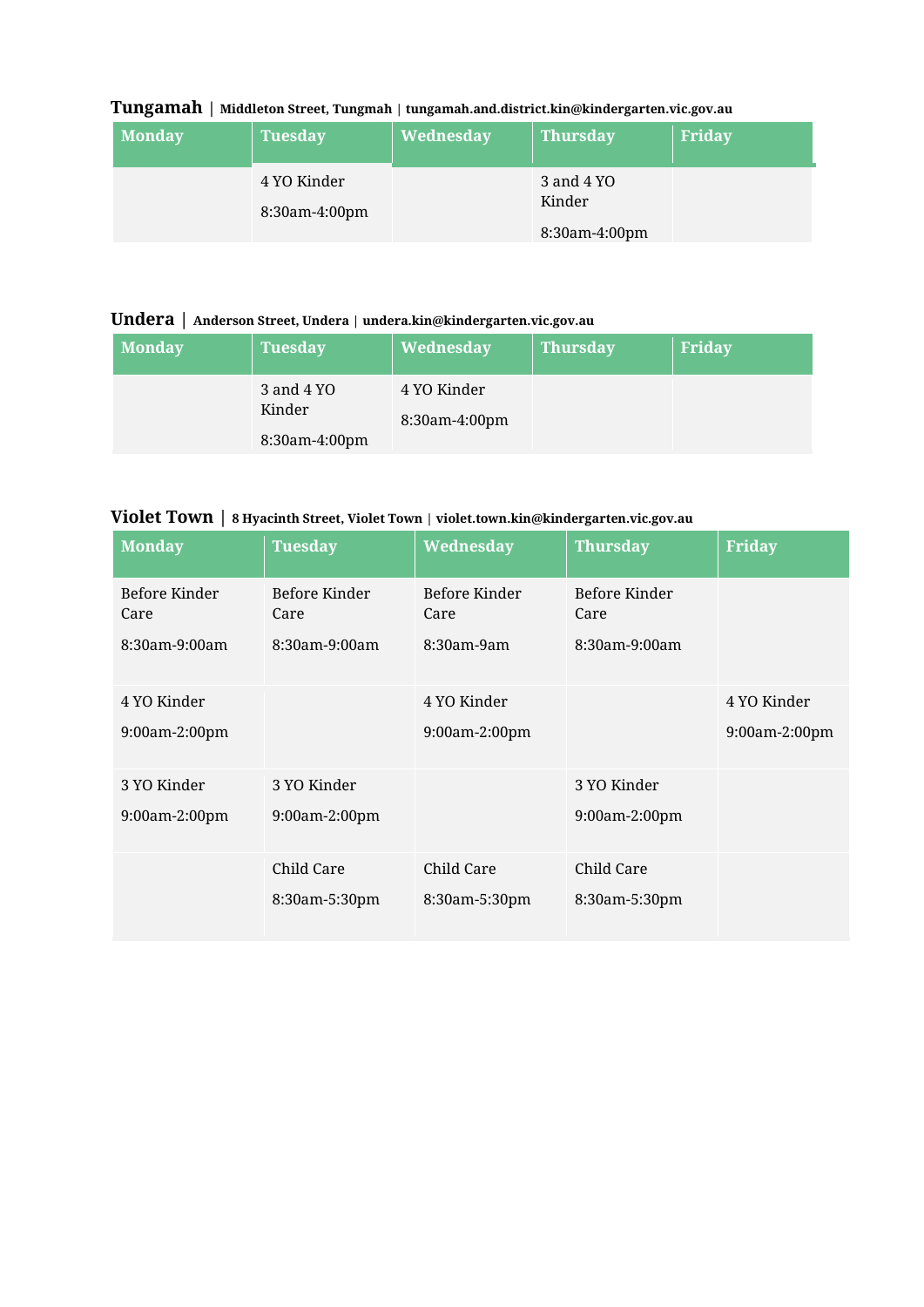## Tungamah | Middleton Street, Tungmah | tungamah.and.district.kin@kindergarten.vic.gov.au

| Monday | Tuesday | Wednesday | Thursday | Friday |
|---|---|---|---|---|
| | 4 YO Kinder<br>8:30am-4:00pm | | 3 and 4 YO Kinder<br>8:30am-4:00pm | |

## Undera | Anderson Street, Undera | undera.kin@kindergarten.vic.gov.au

| Monday | Tuesday | Wednesday | Thursday | Friday |
|---|---|---|---|---|
| | 3 and 4 YO Kinder<br>8:30am-4:00pm | 4 YO Kinder<br>8:30am-4:00pm | | |

## Violet Town | 8 Hyacinth Street, Violet Town | violet.town.kin@kindergarten.vic.gov.au

| Monday | Tuesday | Wednesday | Thursday | Friday |
|---|---|---|---|---|
| Before Kinder Care<br>8:30am-9:00am | Before Kinder Care<br>8:30am-9:00am | Before Kinder Care<br>8:30am-9am | Before Kinder Care<br>8:30am-9:00am | |
| 4 YO Kinder<br>9:00am-2:00pm | | 4 YO Kinder<br>9:00am-2:00pm | | 4 YO Kinder<br>9:00am-2:00pm |
| 3 YO Kinder<br>9:00am-2:00pm | 3 YO Kinder<br>9:00am-2:00pm | | 3 YO Kinder<br>9:00am-2:00pm | |
| | Child Care<br>8:30am-5:30pm | Child Care<br>8:30am-5:30pm | Child Care<br>8:30am-5:30pm | |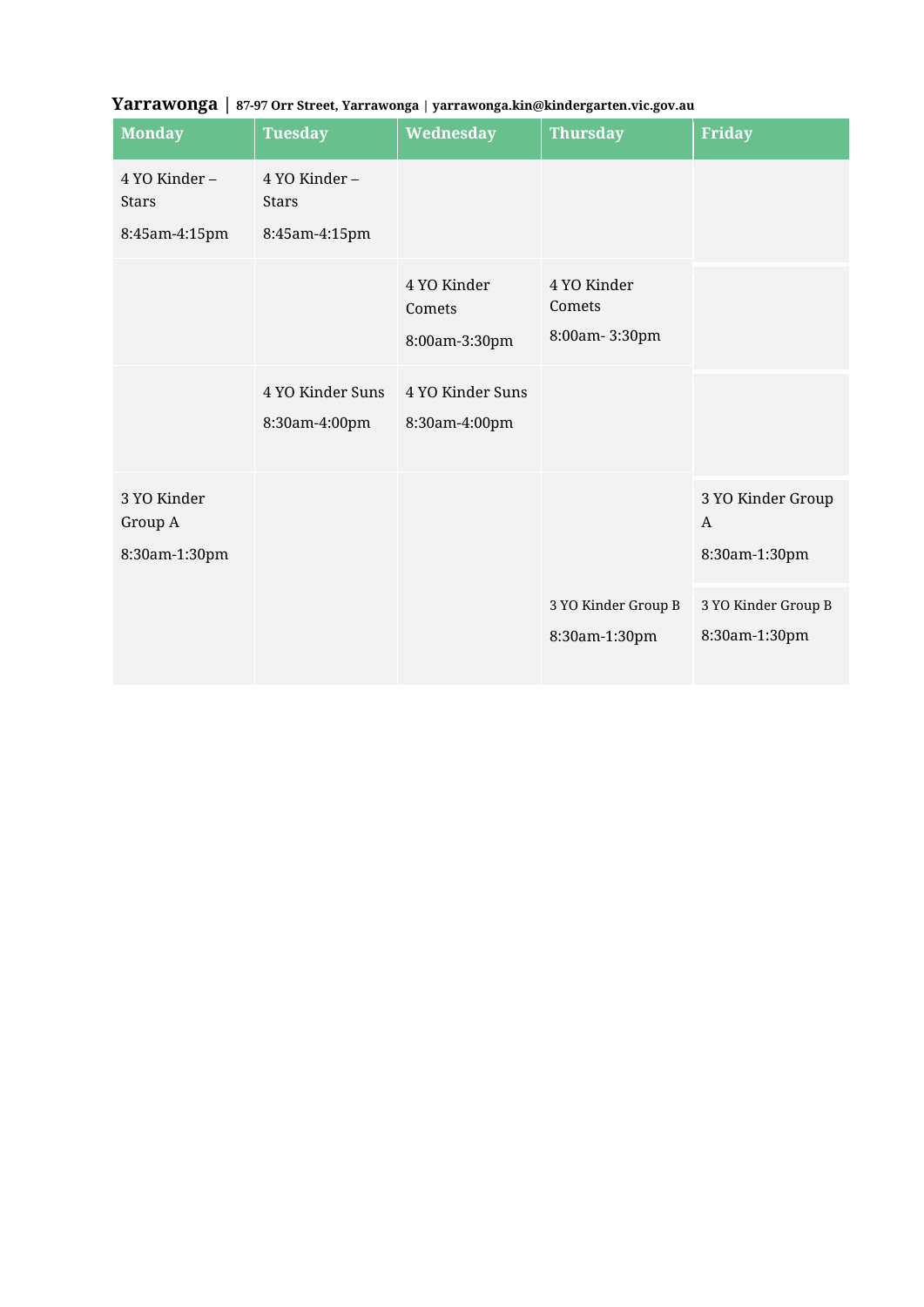**Yarrawonga** | 87-97 Orr Street, Yarrawonga | yarrawonga.kin@kindergarten.vic.gov.au

| Monday | Tuesday | Wednesday | Thursday | Friday |
|---|---|---|---|---|
| 4 YO Kinder – Stars 8:45am-4:15pm | 4 YO Kinder – Stars 8:45am-4:15pm | | | |
| | | 4 YO Kinder Comets 8:00am-3:30pm | 4 YO Kinder Comets 8:00am- 3:30pm | |
| | 4 YO Kinder Suns 8:30am-4:00pm | 4 YO Kinder Suns 8:30am-4:00pm | | |
| 3 YO Kinder Group A 8:30am-1:30pm | | | | 3 YO Kinder Group A 8:30am-1:30pm |
| | | | 3 YO Kinder Group B 8:30am-1:30pm | 3 YO Kinder Group B 8:30am-1:30pm |